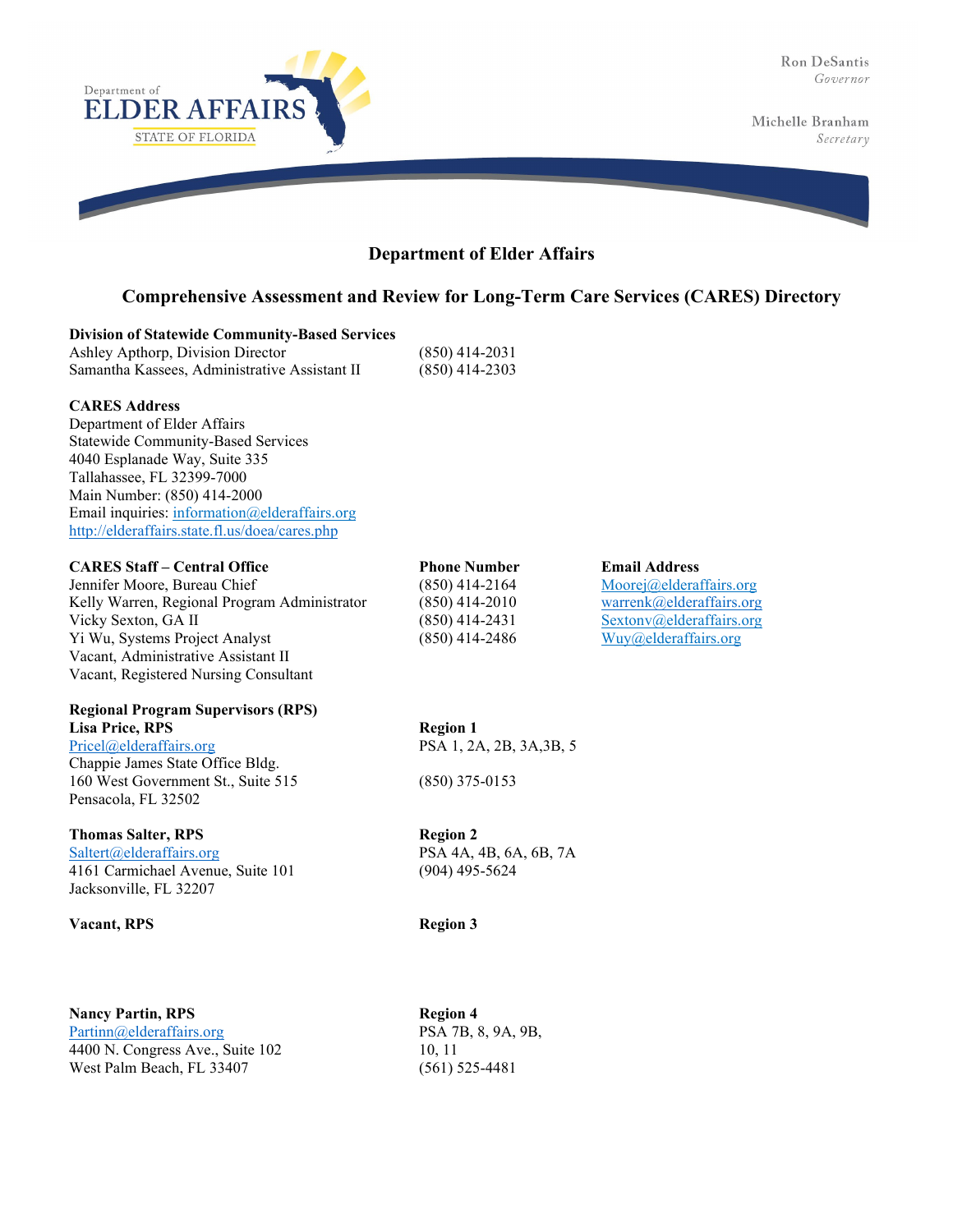Department of Elder Affairs — STATE OF FLORIDA

Ron DeSantis
*Governor*

Michelle Branham
*Secretary*

## Department of Elder Affairs

## Comprehensive Assessment and Review for Long-Term Care Services (CARES) Directory

**Division of Statewide Community-Based Services**

| | |
|---|---|
| Ashley Apthorp, Division Director | (850) 414-2031 |
| Samantha Kassees, Administrative Assistant II | (850) 414-2303 |

**CARES Address**

Department of Elder Affairs
Statewide Community-Based Services
4040 Esplanade Way, Suite 335
Tallahassee, FL 32399-7000
Main Number: (850) 414-2000
Email inquiries: information@elderaffairs.org
http://elderaffairs.state.fl.us/doea/cares.php

| CARES Staff – Central Office | Phone Number | Email Address |
|---|---|---|
| Jennifer Moore, Bureau Chief | (850) 414-2164 | Moorej@elderaffairs.org |
| Kelly Warren, Regional Program Administrator | (850) 414-2010 | warrenk@elderaffairs.org |
| Vicky Sexton, GA II | (850) 414-2431 | Sextonv@elderaffairs.org |
| Yi Wu, Systems Project Analyst | (850) 414-2486 | Wuy@elderaffairs.org |
| Vacant, Administrative Assistant II | | |
| Vacant, Registered Nursing Consultant | | |

**Regional Program Supervisors (RPS)**

**Lisa Price, RPS** — **Region 1**
Pricel@elderaffairs.org
PSA 1, 2A, 2B, 3A,3B, 5
Chappie James State Office Bldg.
160 West Government St., Suite 515
Pensacola, FL 32502
(850) 375-0153

**Thomas Salter, RPS** — **Region 2**
Saltert@elderaffairs.org
PSA 4A, 4B, 6A, 6B, 7A
4161 Carmichael Avenue, Suite 101
Jacksonville, FL 32207
(904) 495-5624

**Vacant, RPS** — **Region 3**

**Nancy Partin, RPS** — **Region 4**
Partinn@elderaffairs.org
PSA 7B, 8, 9A, 9B, 10, 11
4400 N. Congress Ave., Suite 102
West Palm Beach, FL 33407
(561) 525-4481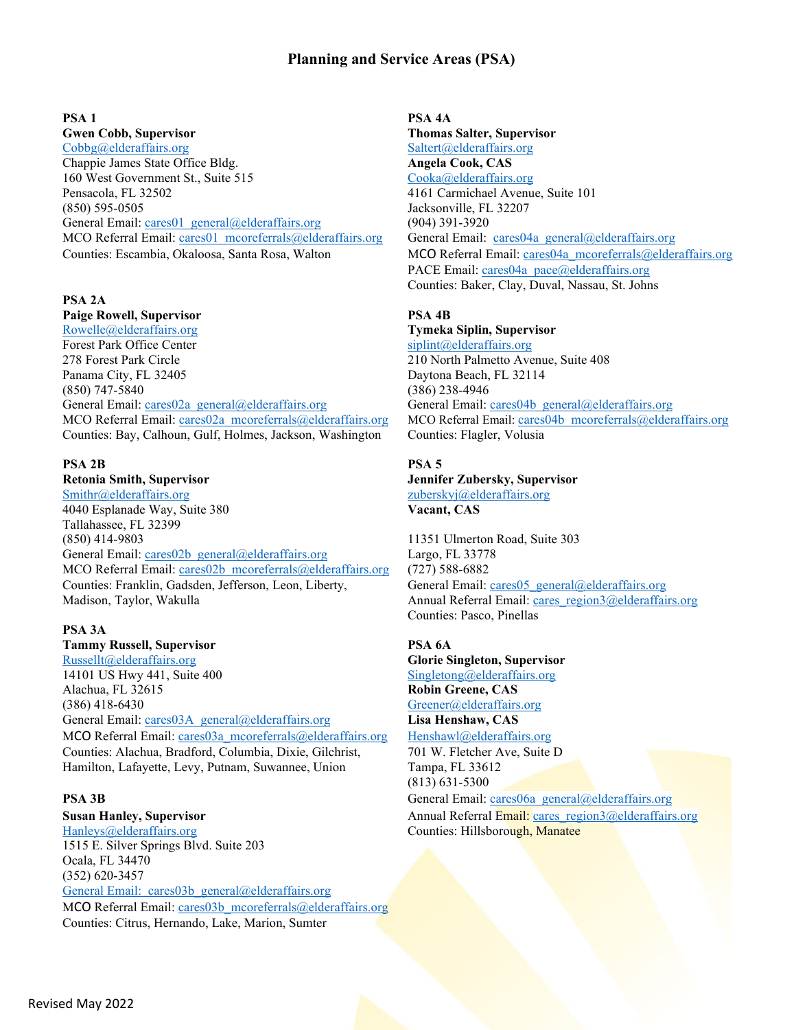# Planning and Service Areas (PSA)

**PSA 1**
**Gwen Cobb, Supervisor**
Cobbg@elderaffairs.org
Chappie James State Office Bldg.
160 West Government St., Suite 515
Pensacola, FL 32502
(850) 595-0505
General Email: cares01_general@elderaffairs.org
MCO Referral Email: cares01_mcoreferrals@elderaffairs.org
Counties: Escambia, Okaloosa, Santa Rosa, Walton

**PSA 2A**
**Paige Rowell, Supervisor**
Rowelle@elderaffairs.org
Forest Park Office Center
278 Forest Park Circle
Panama City, FL 32405
(850) 747-5840
General Email: cares02a_general@elderaffairs.org
MCO Referral Email: cares02a_mcoreferrals@elderaffairs.org
Counties: Bay, Calhoun, Gulf, Holmes, Jackson, Washington

**PSA 2B**
**Retonia Smith, Supervisor**
Smithr@elderaffairs.org
4040 Esplanade Way, Suite 380
Tallahassee, FL 32399
(850) 414-9803
General Email: cares02b_general@elderaffairs.org
MCO Referral Email: cares02b_mcoreferrals@elderaffairs.org
Counties: Franklin, Gadsden, Jefferson, Leon, Liberty, Madison, Taylor, Wakulla

**PSA 3A**
**Tammy Russell, Supervisor**
Russellt@elderaffairs.org
14101 US Hwy 441, Suite 400
Alachua, FL 32615
(386) 418-6430
General Email: cares03A_general@elderaffairs.org
MCO Referral Email: cares03a_mcoreferrals@elderaffairs.org
Counties: Alachua, Bradford, Columbia, Dixie, Gilchrist, Hamilton, Lafayette, Levy, Putnam, Suwannee, Union

**PSA 3B**
**Susan Hanley, Supervisor**
Hanleys@elderaffairs.org
1515 E. Silver Springs Blvd. Suite 203
Ocala, FL 34470
(352) 620-3457
General Email: cares03b_general@elderaffairs.org
MCO Referral Email: cares03b_mcoreferrals@elderaffairs.org
Counties: Citrus, Hernando, Lake, Marion, Sumter

**PSA 4A**
**Thomas Salter, Supervisor**
Saltert@elderaffairs.org
**Angela Cook, CAS**
Cooka@elderaffairs.org
4161 Carmichael Avenue, Suite 101
Jacksonville, FL 32207
(904) 391-3920
General Email: cares04a_general@elderaffairs.org
MCO Referral Email: cares04a_mcoreferrals@elderaffairs.org
PACE Email: cares04a_pace@elderaffairs.org
Counties: Baker, Clay, Duval, Nassau, St. Johns

**PSA 4B**
**Tymeka Siplin, Supervisor**
siplint@elderaffairs.org
210 North Palmetto Avenue, Suite 408
Daytona Beach, FL 32114
(386) 238-4946
General Email: cares04b_general@elderaffairs.org
MCO Referral Email: cares04b_mcoreferrals@elderaffairs.org
Counties: Flagler, Volusia

**PSA 5**
**Jennifer Zubersky, Supervisor**
zuberskyj@elderaffairs.org
**Vacant, CAS**

11351 Ulmerton Road, Suite 303
Largo, FL 33778
(727) 588-6882
General Email: cares05_general@elderaffairs.org
Annual Referral Email: cares_region3@elderaffairs.org
Counties: Pasco, Pinellas

**PSA 6A**
**Glorie Singleton, Supervisor**
Singletong@elderaffairs.org
**Robin Greene, CAS**
Greener@elderaffairs.org
**Lisa Henshaw, CAS**
Henshawl@elderaffairs.org
701 W. Fletcher Ave, Suite D
Tampa, FL 33612
(813) 631-5300
General Email: cares06a_general@elderaffairs.org
Annual Referral Email: cares_region3@elderaffairs.org
Counties: Hillsborough, Manatee

Revised May 2022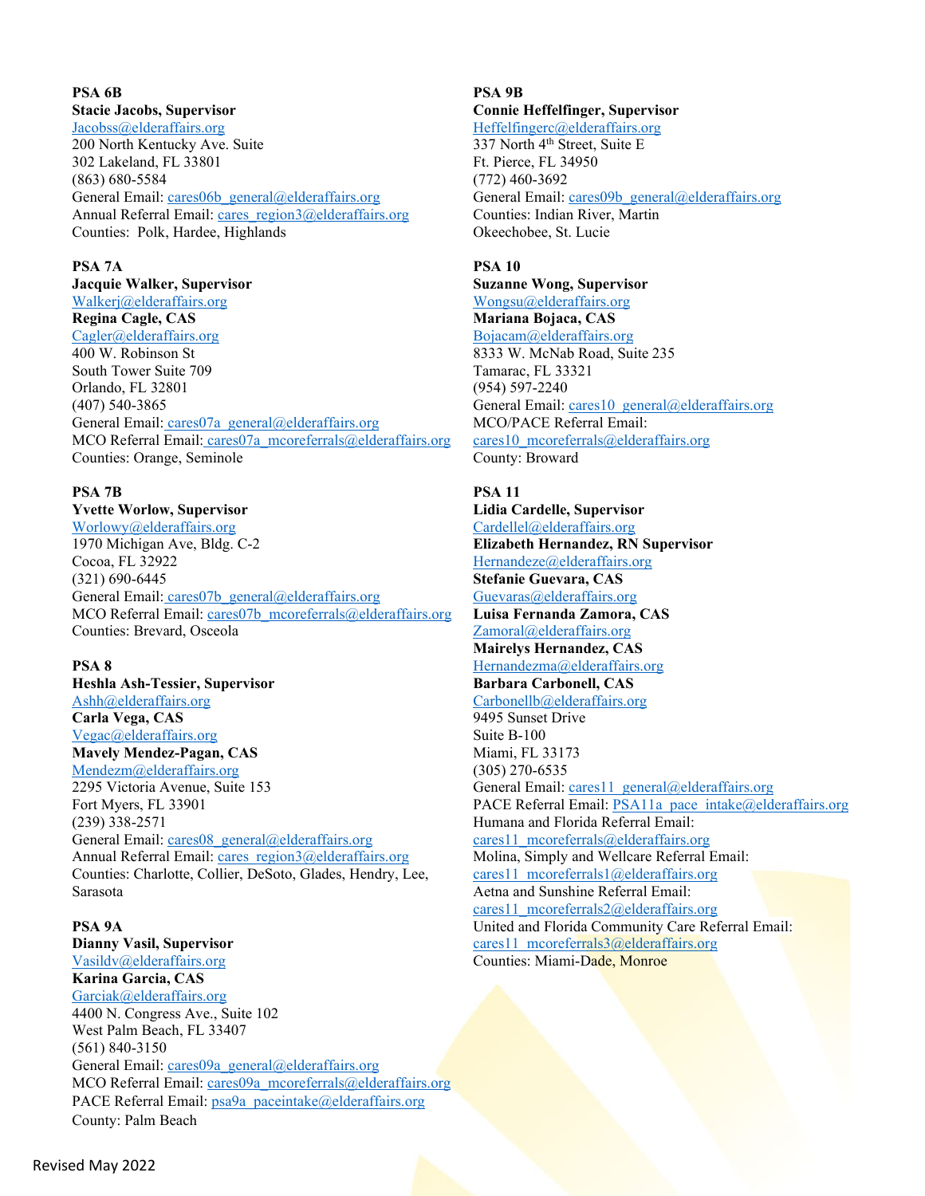**PSA 6B**
**Stacie Jacobs, Supervisor**
Jacobss@elderaffairs.org
200 North Kentucky Ave. Suite
302 Lakeland, FL 33801
(863) 680-5584
General Email: cares06b_general@elderaffairs.org
Annual Referral Email: cares_region3@elderaffairs.org
Counties: Polk, Hardee, Highlands

**PSA 7A**
**Jacquie Walker, Supervisor**
Walkerj@elderaffairs.org
**Regina Cagle, CAS**
Cagler@elderaffairs.org
400 W. Robinson St
South Tower Suite 709
Orlando, FL 32801
(407) 540-3865
General Email: cares07a_general@elderaffairs.org
MCO Referral Email: cares07a_mcoreferrals@elderaffairs.org
Counties: Orange, Seminole

**PSA 7B**
**Yvette Worlow, Supervisor**
Worlowy@elderaffairs.org
1970 Michigan Ave, Bldg. C-2
Cocoa, FL 32922
(321) 690-6445
General Email: cares07b_general@elderaffairs.org
MCO Referral Email: cares07b_mcoreferrals@elderaffairs.org
Counties: Brevard, Osceola

**PSA 8**
**Heshla Ash-Tessier, Supervisor**
Ashh@elderaffairs.org
**Carla Vega, CAS**
Vegac@elderaffairs.org
**Mavely Mendez-Pagan, CAS**
Mendezm@elderaffairs.org
2295 Victoria Avenue, Suite 153
Fort Myers, FL 33901
(239) 338-2571
General Email: cares08_general@elderaffairs.org
Annual Referral Email: cares_region3@elderaffairs.org
Counties: Charlotte, Collier, DeSoto, Glades, Hendry, Lee, Sarasota

**PSA 9A**
**Dianny Vasil, Supervisor**
Vasildv@elderaffairs.org
**Karina Garcia, CAS**
Garciak@elderaffairs.org
4400 N. Congress Ave., Suite 102
West Palm Beach, FL 33407
(561) 840-3150
General Email: cares09a_general@elderaffairs.org
MCO Referral Email: cares09a_mcoreferrals@elderaffairs.org
PACE Referral Email: psa9a_paceintake@elderaffairs.org
County: Palm Beach

**PSA 9B**
**Connie Heffelfinger, Supervisor**
Heffelfingerc@elderaffairs.org
337 North 4th Street, Suite E
Ft. Pierce, FL 34950
(772) 460-3692
General Email: cares09b_general@elderaffairs.org
Counties: Indian River, Martin
Okeechobee, St. Lucie

**PSA 10**
**Suzanne Wong, Supervisor**
Wongsu@elderaffairs.org
**Mariana Bojaca, CAS**
Bojacam@elderaffairs.org
8333 W. McNab Road, Suite 235
Tamarac, FL 33321
(954) 597-2240
General Email: cares10_general@elderaffairs.org
MCO/PACE Referral Email:
cares10_mcoreferrals@elderaffairs.org
County: Broward

**PSA 11**
**Lidia Cardelle, Supervisor**
Cardellel@elderaffairs.org
**Elizabeth Hernandez, RN Supervisor**
Hernandeze@elderaffairs.org
**Stefanie Guevara, CAS**
Guevaras@elderaffairs.org
**Luisa Fernanda Zamora, CAS**
Zamoral@elderaffairs.org
**Mairelys Hernandez, CAS**
Hernandezma@elderaffairs.org
**Barbara Carbonell, CAS**
Carbonellb@elderaffairs.org
9495 Sunset Drive
Suite B-100
Miami, FL 33173
(305) 270-6535
General Email: cares11_general@elderaffairs.org
PACE Referral Email: PSA11a_pace_intake@elderaffairs.org
Humana and Florida Referral Email:
cares11_mcoreferrals@elderaffairs.org
Molina, Simply and Wellcare Referral Email:
cares11_mcoreferrals1@elderaffairs.org
Aetna and Sunshine Referral Email:
cares11_mcoreferrals2@elderaffairs.org
United and Florida Community Care Referral Email:
cares11_mcoreferrals3@elderaffairs.org
Counties: Miami-Dade, Monroe

Revised May 2022